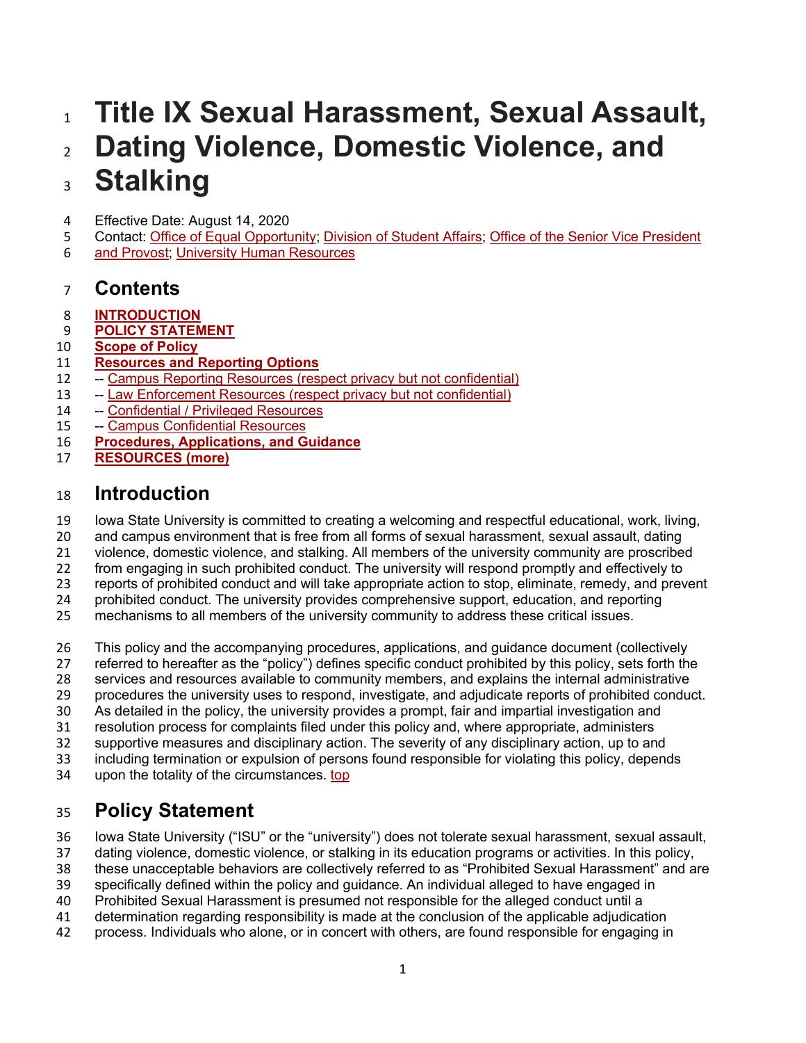# Title IX Sexual Harassment, Sexual Assault, Dating Violence, Domestic Violence, and Stalking

Effective Date: August 14, 2020
Contact: Office of Equal Opportunity; Division of Student Affairs; Office of the Senior Vice President and Provost; University Human Resources

## Contents

**INTRODUCTION**
**POLICY STATEMENT**
**Scope of Policy**
**Resources and Reporting Options**
-- Campus Reporting Resources (respect privacy but not confidential)
-- Law Enforcement Resources (respect privacy but not confidential)
-- Confidential / Privileged Resources
-- Campus Confidential Resources
**Procedures, Applications, and Guidance**
**RESOURCES (more)**

## Introduction

Iowa State University is committed to creating a welcoming and respectful educational, work, living, and campus environment that is free from all forms of sexual harassment, sexual assault, dating violence, domestic violence, and stalking. All members of the university community are proscribed from engaging in such prohibited conduct. The university will respond promptly and effectively to reports of prohibited conduct and will take appropriate action to stop, eliminate, remedy, and prevent prohibited conduct. The university provides comprehensive support, education, and reporting mechanisms to all members of the university community to address these critical issues.

This policy and the accompanying procedures, applications, and guidance document (collectively referred to hereafter as the "policy") defines specific conduct prohibited by this policy, sets forth the services and resources available to community members, and explains the internal administrative procedures the university uses to respond, investigate, and adjudicate reports of prohibited conduct. As detailed in the policy, the university provides a prompt, fair and impartial investigation and resolution process for complaints filed under this policy and, where appropriate, administers supportive measures and disciplinary action. The severity of any disciplinary action, up to and including termination or expulsion of persons found responsible for violating this policy, depends upon the totality of the circumstances. top

## Policy Statement

Iowa State University ("ISU" or the "university") does not tolerate sexual harassment, sexual assault, dating violence, domestic violence, or stalking in its education programs or activities. In this policy, these unacceptable behaviors are collectively referred to as "Prohibited Sexual Harassment" and are specifically defined within the policy and guidance. An individual alleged to have engaged in Prohibited Sexual Harassment is presumed not responsible for the alleged conduct until a determination regarding responsibility is made at the conclusion of the applicable adjudication process. Individuals who alone, or in concert with others, are found responsible for engaging in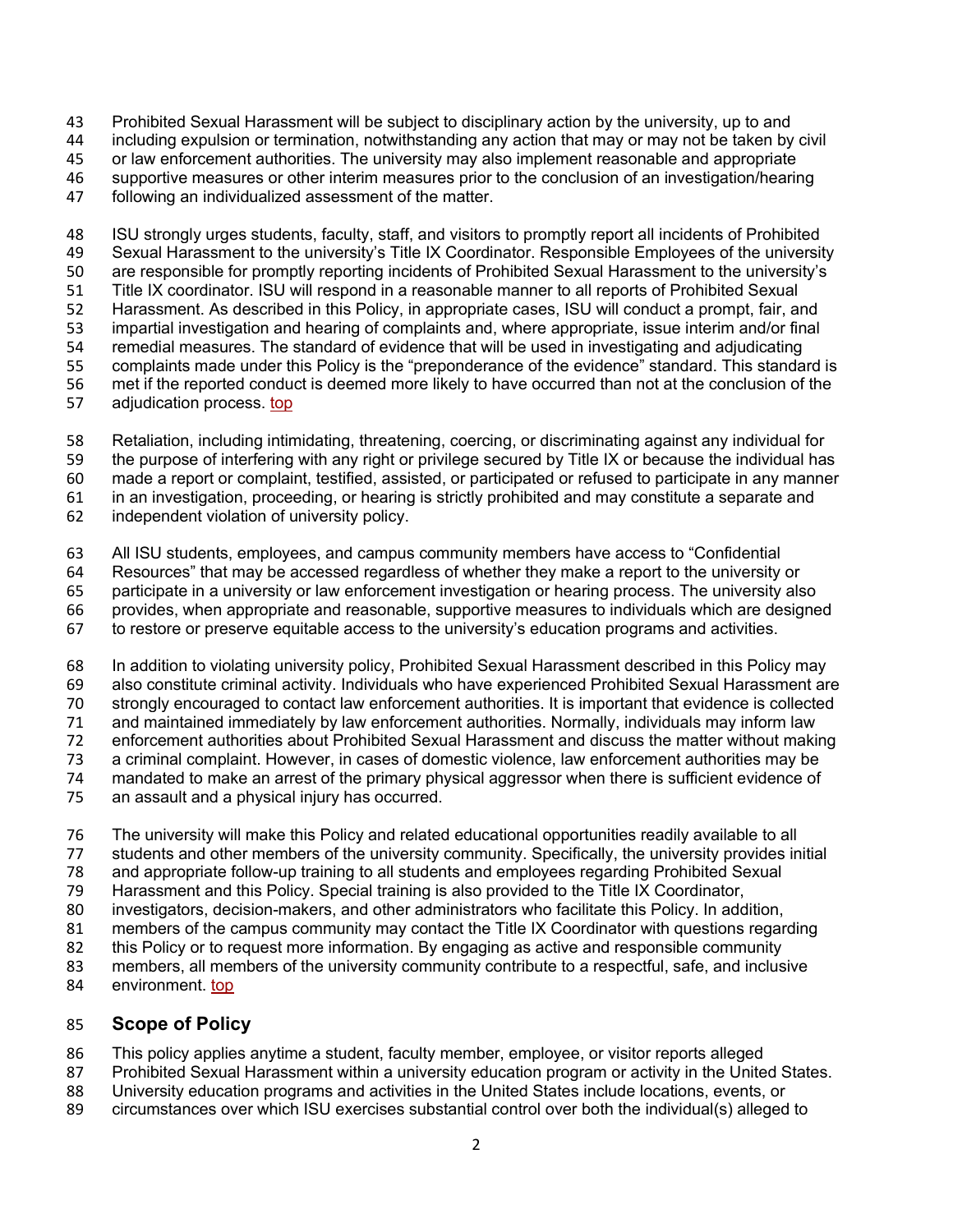Prohibited Sexual Harassment will be subject to disciplinary action by the university, up to and including expulsion or termination, notwithstanding any action that may or may not be taken by civil or law enforcement authorities. The university may also implement reasonable and appropriate supportive measures or other interim measures prior to the conclusion of an investigation/hearing following an individualized assessment of the matter.

ISU strongly urges students, faculty, staff, and visitors to promptly report all incidents of Prohibited Sexual Harassment to the university's Title IX Coordinator. Responsible Employees of the university are responsible for promptly reporting incidents of Prohibited Sexual Harassment to the university's Title IX coordinator. ISU will respond in a reasonable manner to all reports of Prohibited Sexual Harassment. As described in this Policy, in appropriate cases, ISU will conduct a prompt, fair, and impartial investigation and hearing of complaints and, where appropriate, issue interim and/or final remedial measures. The standard of evidence that will be used in investigating and adjudicating complaints made under this Policy is the "preponderance of the evidence" standard. This standard is met if the reported conduct is deemed more likely to have occurred than not at the conclusion of the adjudication process. top

Retaliation, including intimidating, threatening, coercing, or discriminating against any individual for the purpose of interfering with any right or privilege secured by Title IX or because the individual has made a report or complaint, testified, assisted, or participated or refused to participate in any manner in an investigation, proceeding, or hearing is strictly prohibited and may constitute a separate and independent violation of university policy.

All ISU students, employees, and campus community members have access to "Confidential Resources" that may be accessed regardless of whether they make a report to the university or participate in a university or law enforcement investigation or hearing process. The university also provides, when appropriate and reasonable, supportive measures to individuals which are designed to restore or preserve equitable access to the university's education programs and activities.

In addition to violating university policy, Prohibited Sexual Harassment described in this Policy may also constitute criminal activity. Individuals who have experienced Prohibited Sexual Harassment are strongly encouraged to contact law enforcement authorities. It is important that evidence is collected and maintained immediately by law enforcement authorities. Normally, individuals may inform law enforcement authorities about Prohibited Sexual Harassment and discuss the matter without making a criminal complaint. However, in cases of domestic violence, law enforcement authorities may be mandated to make an arrest of the primary physical aggressor when there is sufficient evidence of an assault and a physical injury has occurred.

The university will make this Policy and related educational opportunities readily available to all students and other members of the university community. Specifically, the university provides initial and appropriate follow-up training to all students and employees regarding Prohibited Sexual Harassment and this Policy. Special training is also provided to the Title IX Coordinator, investigators, decision-makers, and other administrators who facilitate this Policy. In addition, members of the campus community may contact the Title IX Coordinator with questions regarding this Policy or to request more information. By engaging as active and responsible community members, all members of the university community contribute to a respectful, safe, and inclusive environment. top

## Scope of Policy

This policy applies anytime a student, faculty member, employee, or visitor reports alleged Prohibited Sexual Harassment within a university education program or activity in the United States. University education programs and activities in the United States include locations, events, or circumstances over which ISU exercises substantial control over both the individual(s) alleged to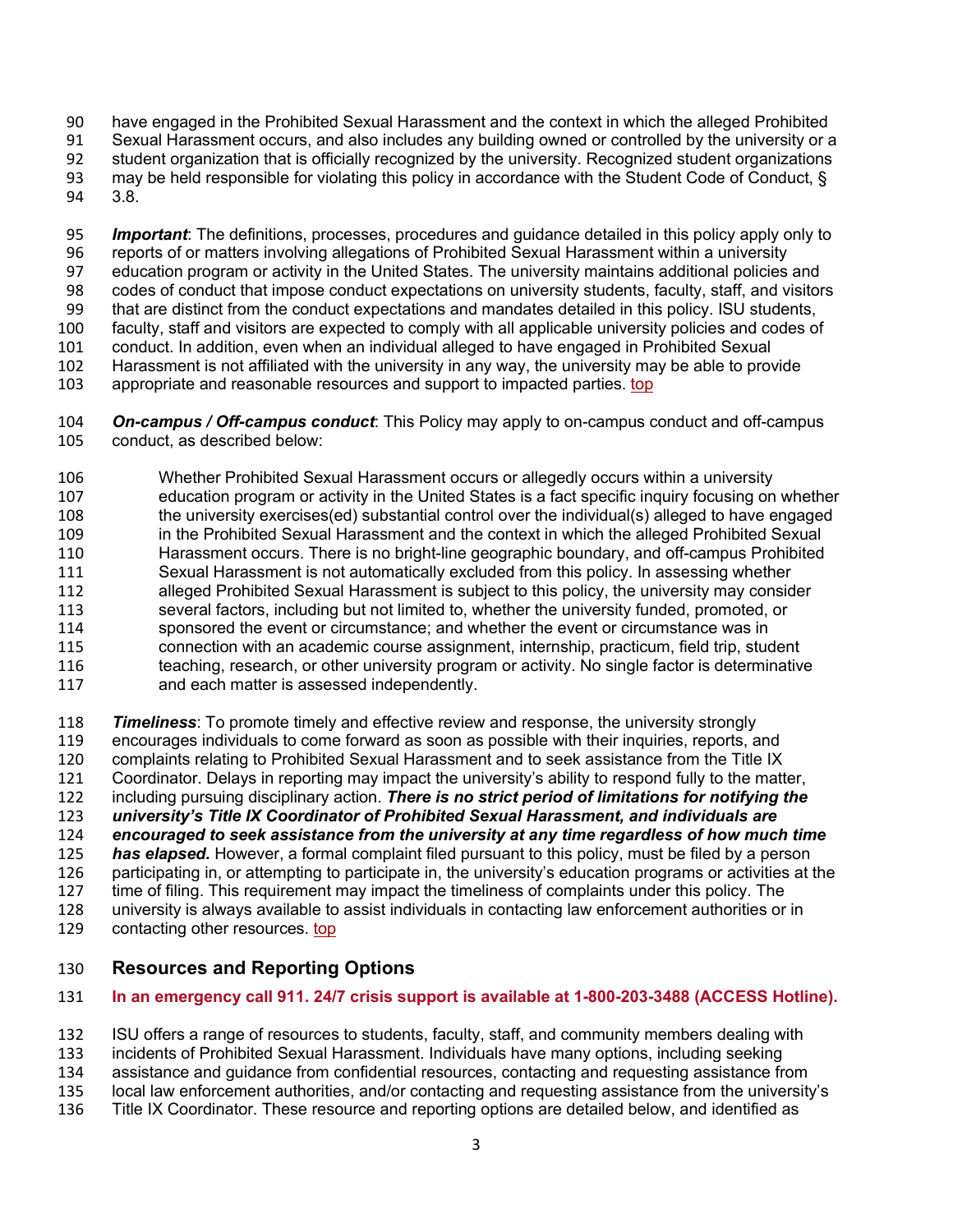have engaged in the Prohibited Sexual Harassment and the context in which the alleged Prohibited Sexual Harassment occurs, and also includes any building owned or controlled by the university or a student organization that is officially recognized by the university. Recognized student organizations may be held responsible for violating this policy in accordance with the Student Code of Conduct, § 3.8.

***Important***: The definitions, processes, procedures and guidance detailed in this policy apply only to reports of or matters involving allegations of Prohibited Sexual Harassment within a university education program or activity in the United States. The university maintains additional policies and codes of conduct that impose conduct expectations on university students, faculty, staff, and visitors that are distinct from the conduct expectations and mandates detailed in this policy. ISU students, faculty, staff and visitors are expected to comply with all applicable university policies and codes of conduct. In addition, even when an individual alleged to have engaged in Prohibited Sexual Harassment is not affiliated with the university in any way, the university may be able to provide appropriate and reasonable resources and support to impacted parties. top

***On-campus / Off-campus conduct***: This Policy may apply to on-campus conduct and off-campus conduct, as described below:

> Whether Prohibited Sexual Harassment occurs or allegedly occurs within a university education program or activity in the United States is a fact specific inquiry focusing on whether the university exercises(ed) substantial control over the individual(s) alleged to have engaged in the Prohibited Sexual Harassment and the context in which the alleged Prohibited Sexual Harassment occurs. There is no bright-line geographic boundary, and off-campus Prohibited Sexual Harassment is not automatically excluded from this policy. In assessing whether alleged Prohibited Sexual Harassment is subject to this policy, the university may consider several factors, including but not limited to, whether the university funded, promoted, or sponsored the event or circumstance; and whether the event or circumstance was in connection with an academic course assignment, internship, practicum, field trip, student teaching, research, or other university program or activity. No single factor is determinative and each matter is assessed independently.

***Timeliness***: To promote timely and effective review and response, the university strongly encourages individuals to come forward as soon as possible with their inquiries, reports, and complaints relating to Prohibited Sexual Harassment and to seek assistance from the Title IX Coordinator. Delays in reporting may impact the university's ability to respond fully to the matter, including pursuing disciplinary action. ***There is no strict period of limitations for notifying the university's Title IX Coordinator of Prohibited Sexual Harassment, and individuals are encouraged to seek assistance from the university at any time regardless of how much time has elapsed.*** However, a formal complaint filed pursuant to this policy, must be filed by a person participating in, or attempting to participate in, the university's education programs or activities at the time of filing. This requirement may impact the timeliness of complaints under this policy. The university is always available to assist individuals in contacting law enforcement authorities or in contacting other resources. top

## Resources and Reporting Options

**In an emergency call 911. 24/7 crisis support is available at 1-800-203-3488 (ACCESS Hotline).**

ISU offers a range of resources to students, faculty, staff, and community members dealing with incidents of Prohibited Sexual Harassment. Individuals have many options, including seeking assistance and guidance from confidential resources, contacting and requesting assistance from local law enforcement authorities, and/or contacting and requesting assistance from the university's Title IX Coordinator. These resource and reporting options are detailed below, and identified as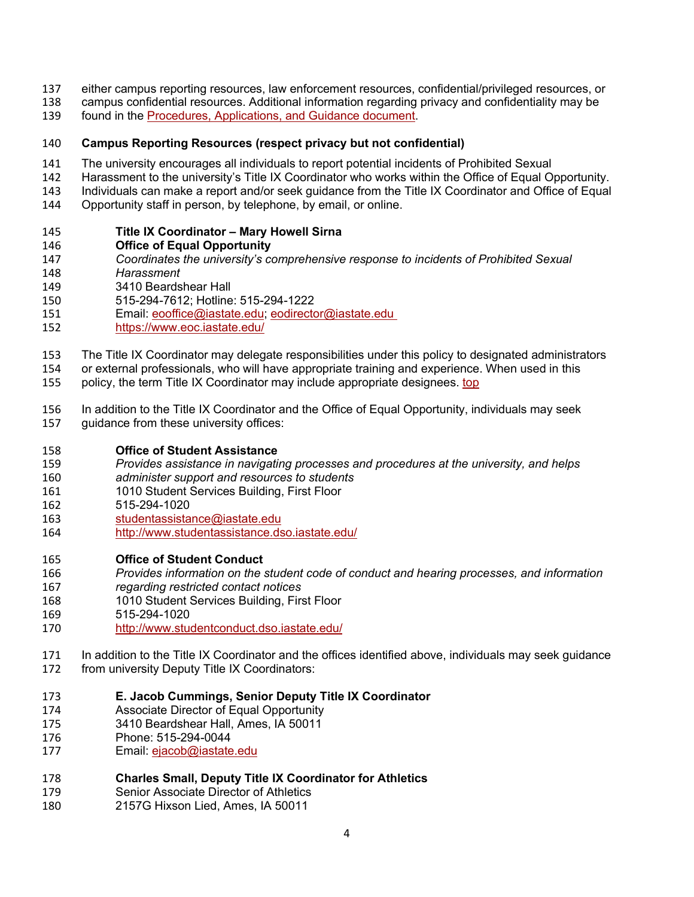either campus reporting resources, law enforcement resources, confidential/privileged resources, or campus confidential resources. Additional information regarding privacy and confidentiality may be found in the Procedures, Applications, and Guidance document.

**Campus Reporting Resources (respect privacy but not confidential)**

The university encourages all individuals to report potential incidents of Prohibited Sexual Harassment to the university's Title IX Coordinator who works within the Office of Equal Opportunity. Individuals can make a report and/or seek guidance from the Title IX Coordinator and Office of Equal Opportunity staff in person, by telephone, by email, or online.

**Title IX Coordinator – Mary Howell Sirna**
**Office of Equal Opportunity**
*Coordinates the university's comprehensive response to incidents of Prohibited Sexual Harassment*
3410 Beardshear Hall
515-294-7612; Hotline: 515-294-1222
Email: eooffice@iastate.edu; eodirector@iastate.edu
https://www.eoc.iastate.edu/

The Title IX Coordinator may delegate responsibilities under this policy to designated administrators or external professionals, who will have appropriate training and experience. When used in this policy, the term Title IX Coordinator may include appropriate designees. top

In addition to the Title IX Coordinator and the Office of Equal Opportunity, individuals may seek guidance from these university offices:

**Office of Student Assistance**
*Provides assistance in navigating processes and procedures at the university, and helps administer support and resources to students*
1010 Student Services Building, First Floor
515-294-1020
studentassistance@iastate.edu
http://www.studentassistance.dso.iastate.edu/

**Office of Student Conduct**
*Provides information on the student code of conduct and hearing processes, and information regarding restricted contact notices*
1010 Student Services Building, First Floor
515-294-1020
http://www.studentconduct.dso.iastate.edu/

In addition to the Title IX Coordinator and the offices identified above, individuals may seek guidance from university Deputy Title IX Coordinators:

**E. Jacob Cummings, Senior Deputy Title IX Coordinator**
Associate Director of Equal Opportunity
3410 Beardshear Hall, Ames, IA 50011
Phone: 515-294-0044
Email: ejacob@iastate.edu

**Charles Small, Deputy Title IX Coordinator for Athletics**
Senior Associate Director of Athletics
2157G Hixson Lied, Ames, IA 50011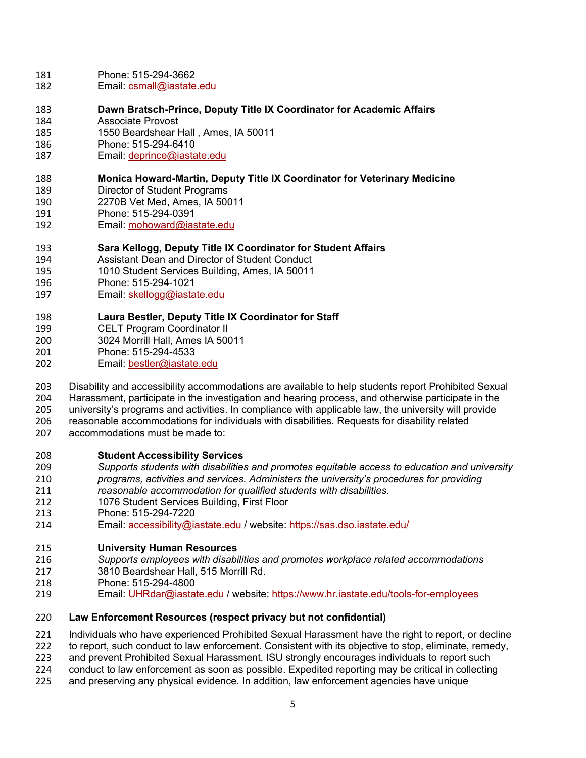Phone: 515-294-3662
Email: csmall@iastate.edu

**Dawn Bratsch-Prince, Deputy Title IX Coordinator for Academic Affairs**
Associate Provost
1550 Beardshear Hall , Ames, IA 50011
Phone: 515-294-6410
Email: deprince@iastate.edu

**Monica Howard-Martin, Deputy Title IX Coordinator for Veterinary Medicine**
Director of Student Programs
2270B Vet Med, Ames, IA 50011
Phone: 515-294-0391
Email: mohoward@iastate.edu

**Sara Kellogg, Deputy Title IX Coordinator for Student Affairs**
Assistant Dean and Director of Student Conduct
1010 Student Services Building, Ames, IA 50011
Phone: 515-294-1021
Email: skellogg@iastate.edu

**Laura Bestler, Deputy Title IX Coordinator for Staff**
CELT Program Coordinator II
3024 Morrill Hall, Ames IA 50011
Phone: 515-294-4533
Email: bestler@iastate.edu

Disability and accessibility accommodations are available to help students report Prohibited Sexual Harassment, participate in the investigation and hearing process, and otherwise participate in the university's programs and activities. In compliance with applicable law, the university will provide reasonable accommodations for individuals with disabilities. Requests for disability related accommodations must be made to:

**Student Accessibility Services**
*Supports students with disabilities and promotes equitable access to education and university programs, activities and services. Administers the university's procedures for providing reasonable accommodation for qualified students with disabilities.*
1076 Student Services Building, First Floor
Phone: 515-294-7220
Email: accessibility@iastate.edu / website: https://sas.dso.iastate.edu/

**University Human Resources**
*Supports employees with disabilities and promotes workplace related accommodations*
3810 Beardshear Hall, 515 Morrill Rd.
Phone: 515-294-4800
Email: UHRdar@iastate.edu / website: https://www.hr.iastate.edu/tools-for-employees

**Law Enforcement Resources (respect privacy but not confidential)**

Individuals who have experienced Prohibited Sexual Harassment have the right to report, or decline to report, such conduct to law enforcement. Consistent with its objective to stop, eliminate, remedy, and prevent Prohibited Sexual Harassment, ISU strongly encourages individuals to report such conduct to law enforcement as soon as possible. Expedited reporting may be critical in collecting and preserving any physical evidence. In addition, law enforcement agencies have unique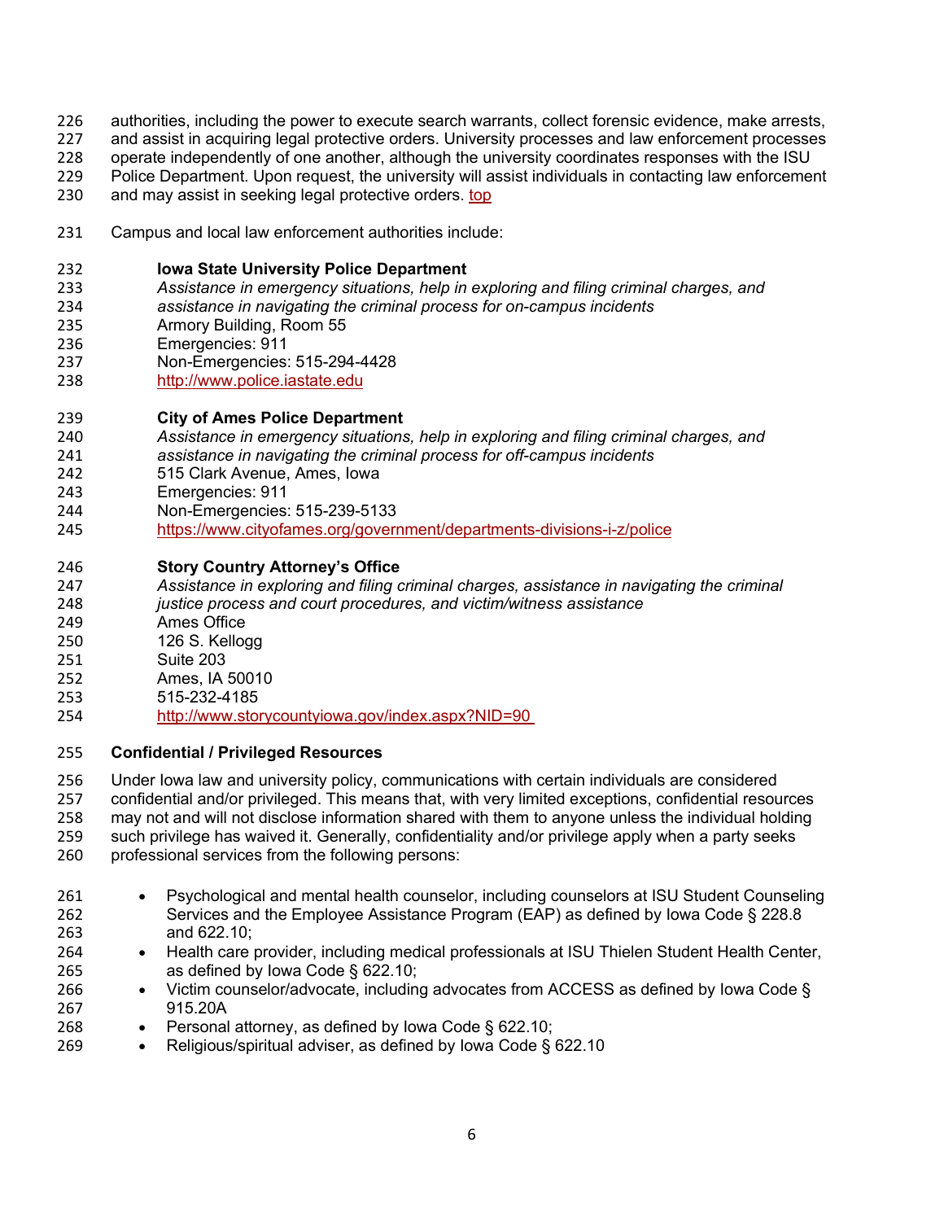authorities, including the power to execute search warrants, collect forensic evidence, make arrests, and assist in acquiring legal protective orders. University processes and law enforcement processes operate independently of one another, although the university coordinates responses with the ISU Police Department. Upon request, the university will assist individuals in contacting law enforcement and may assist in seeking legal protective orders. [top]

Campus and local law enforcement authorities include:

**Iowa State University Police Department**
*Assistance in emergency situations, help in exploring and filing criminal charges, and assistance in navigating the criminal process for on-campus incidents*
Armory Building, Room 55
Emergencies: 911
Non-Emergencies: 515-294-4428
http://www.police.iastate.edu

**City of Ames Police Department**
*Assistance in emergency situations, help in exploring and filing criminal charges, and assistance in navigating the criminal process for off-campus incidents*
515 Clark Avenue, Ames, Iowa
Emergencies: 911
Non-Emergencies: 515-239-5133
https://www.cityofames.org/government/departments-divisions-i-z/police

**Story Country Attorney's Office**
*Assistance in exploring and filing criminal charges, assistance in navigating the criminal justice process and court procedures, and victim/witness assistance*
Ames Office
126 S. Kellogg
Suite 203
Ames, IA 50010
515-232-4185
http://www.storycountyiowa.gov/index.aspx?NID=90

**Confidential / Privileged Resources**

Under Iowa law and university policy, communications with certain individuals are considered confidential and/or privileged. This means that, with very limited exceptions, confidential resources may not and will not disclose information shared with them to anyone unless the individual holding such privilege has waived it. Generally, confidentiality and/or privilege apply when a party seeks professional services from the following persons:

- Psychological and mental health counselor, including counselors at ISU Student Counseling Services and the Employee Assistance Program (EAP) as defined by Iowa Code § 228.8 and 622.10;
- Health care provider, including medical professionals at ISU Thielen Student Health Center, as defined by Iowa Code § 622.10;
- Victim counselor/advocate, including advocates from ACCESS as defined by Iowa Code § 915.20A
- Personal attorney, as defined by Iowa Code § 622.10;
- Religious/spiritual adviser, as defined by Iowa Code § 622.10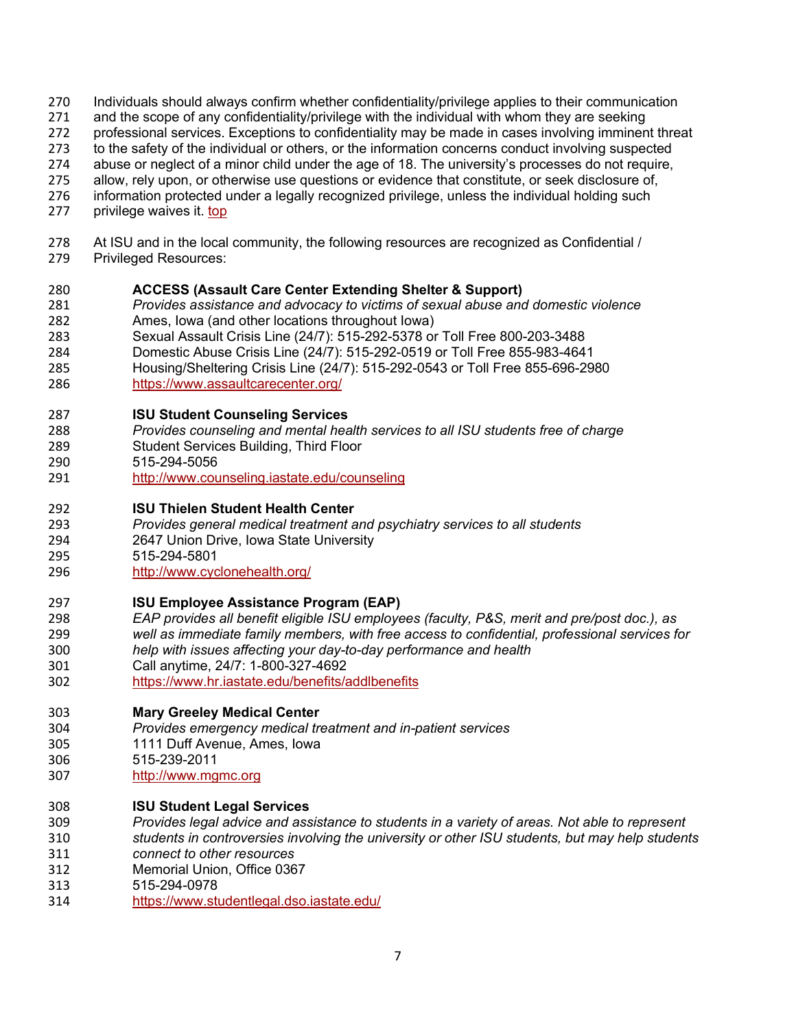Individuals should always confirm whether confidentiality/privilege applies to their communication and the scope of any confidentiality/privilege with the individual with whom they are seeking professional services. Exceptions to confidentiality may be made in cases involving imminent threat to the safety of the individual or others, or the information concerns conduct involving suspected abuse or neglect of a minor child under the age of 18. The university's processes do not require, allow, rely upon, or otherwise use questions or evidence that constitute, or seek disclosure of, information protected under a legally recognized privilege, unless the individual holding such privilege waives it. top

At ISU and in the local community, the following resources are recognized as Confidential / Privileged Resources:

**ACCESS (Assault Care Center Extending Shelter & Support)**
*Provides assistance and advocacy to victims of sexual abuse and domestic violence*
Ames, Iowa (and other locations throughout Iowa)
Sexual Assault Crisis Line (24/7): 515-292-5378 or Toll Free 800-203-3488
Domestic Abuse Crisis Line (24/7): 515-292-0519 or Toll Free 855-983-4641
Housing/Sheltering Crisis Line (24/7): 515-292-0543 or Toll Free 855-696-2980
https://www.assaultcarecenter.org/

**ISU Student Counseling Services**
*Provides counseling and mental health services to all ISU students free of charge*
Student Services Building, Third Floor
515-294-5056
http://www.counseling.iastate.edu/counseling

**ISU Thielen Student Health Center**
*Provides general medical treatment and psychiatry services to all students*
2647 Union Drive, Iowa State University
515-294-5801
http://www.cyclonehealth.org/

**ISU Employee Assistance Program (EAP)**
*EAP provides all benefit eligible ISU employees (faculty, P&S, merit and pre/post doc.), as well as immediate family members, with free access to confidential, professional services for help with issues affecting your day-to-day performance and health*
Call anytime, 24/7: 1-800-327-4692
https://www.hr.iastate.edu/benefits/addlbenefits

**Mary Greeley Medical Center**
*Provides emergency medical treatment and in-patient services*
1111 Duff Avenue, Ames, Iowa
515-239-2011
http://www.mgmc.org

**ISU Student Legal Services**
*Provides legal advice and assistance to students in a variety of areas. Not able to represent students in controversies involving the university or other ISU students, but may help students connect to other resources*
Memorial Union, Office 0367
515-294-0978
https://www.studentlegal.dso.iastate.edu/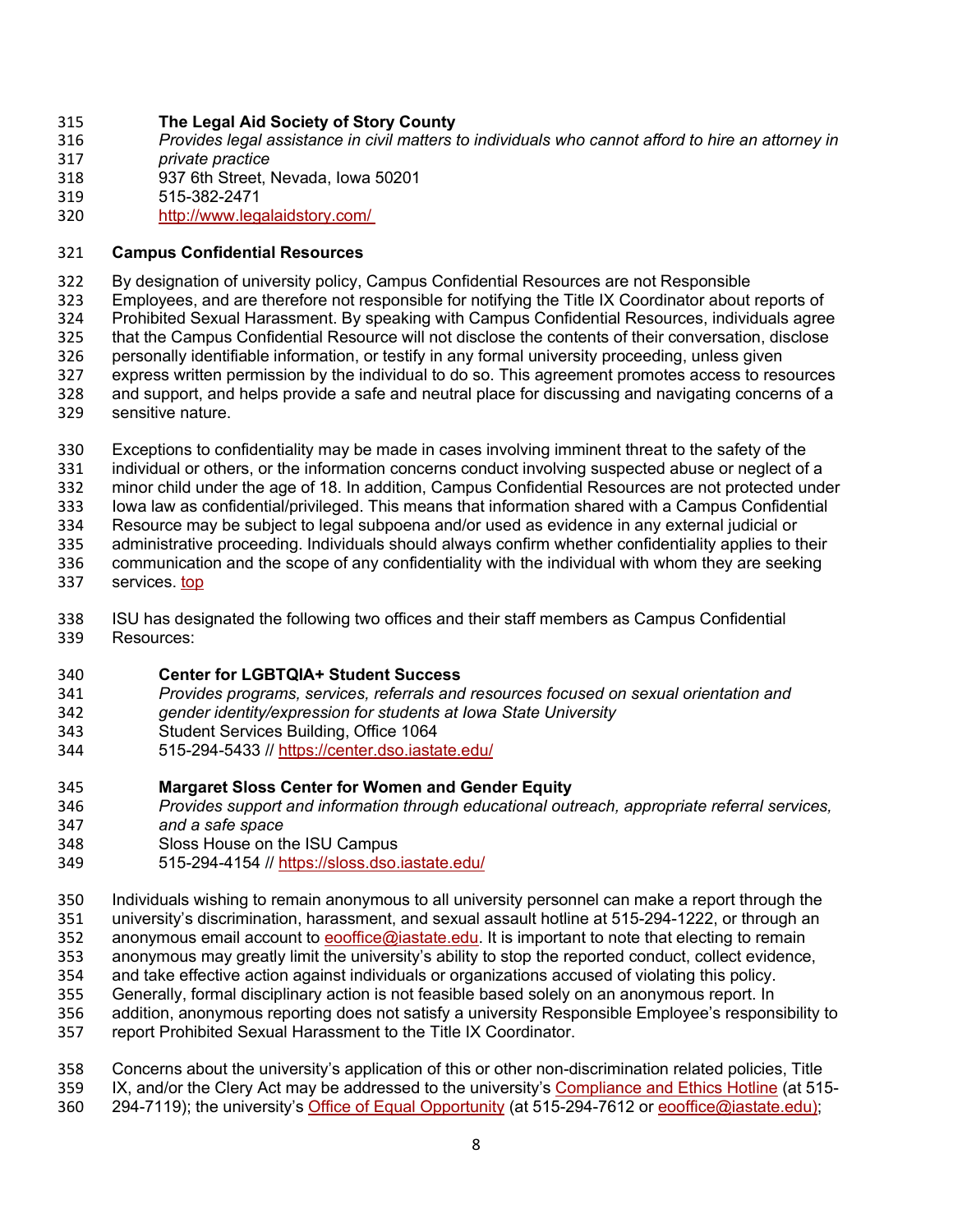**The Legal Aid Society of Story County**
*Provides legal assistance in civil matters to individuals who cannot afford to hire an attorney in private practice*
937 6th Street, Nevada, Iowa 50201
515-382-2471
[http://www.legalaidstory.com/](http://www.legalaidstory.com/)

### Campus Confidential Resources

By designation of university policy, Campus Confidential Resources are not Responsible Employees, and are therefore not responsible for notifying the Title IX Coordinator about reports of Prohibited Sexual Harassment. By speaking with Campus Confidential Resources, individuals agree that the Campus Confidential Resource will not disclose the contents of their conversation, disclose personally identifiable information, or testify in any formal university proceeding, unless given express written permission by the individual to do so. This agreement promotes access to resources and support, and helps provide a safe and neutral place for discussing and navigating concerns of a sensitive nature.

Exceptions to confidentiality may be made in cases involving imminent threat to the safety of the individual or others, or the information concerns conduct involving suspected abuse or neglect of a minor child under the age of 18. In addition, Campus Confidential Resources are not protected under Iowa law as confidential/privileged. This means that information shared with a Campus Confidential Resource may be subject to legal subpoena and/or used as evidence in any external judicial or administrative proceeding. Individuals should always confirm whether confidentiality applies to their communication and the scope of any confidentiality with the individual with whom they are seeking services. top

ISU has designated the following two offices and their staff members as Campus Confidential Resources:

**Center for LGBTQIA+ Student Success**
*Provides programs, services, referrals and resources focused on sexual orientation and gender identity/expression for students at Iowa State University*
Student Services Building, Office 1064
515-294-5433 // [https://center.dso.iastate.edu/](https://center.dso.iastate.edu/)

**Margaret Sloss Center for Women and Gender Equity**
*Provides support and information through educational outreach, appropriate referral services, and a safe space*
Sloss House on the ISU Campus
515-294-4154 // [https://sloss.dso.iastate.edu/](https://sloss.dso.iastate.edu/)

Individuals wishing to remain anonymous to all university personnel can make a report through the university's discrimination, harassment, and sexual assault hotline at 515-294-1222, or through an anonymous email account to eooffice@iastate.edu. It is important to note that electing to remain anonymous may greatly limit the university's ability to stop the reported conduct, collect evidence, and take effective action against individuals or organizations accused of violating this policy. Generally, formal disciplinary action is not feasible based solely on an anonymous report. In addition, anonymous reporting does not satisfy a university Responsible Employee's responsibility to report Prohibited Sexual Harassment to the Title IX Coordinator.

Concerns about the university's application of this or other non-discrimination related policies, Title IX, and/or the Clery Act may be addressed to the university's Compliance and Ethics Hotline (at 515-294-7119); the university's Office of Equal Opportunity (at 515-294-7612 or eooffice@iastate.edu);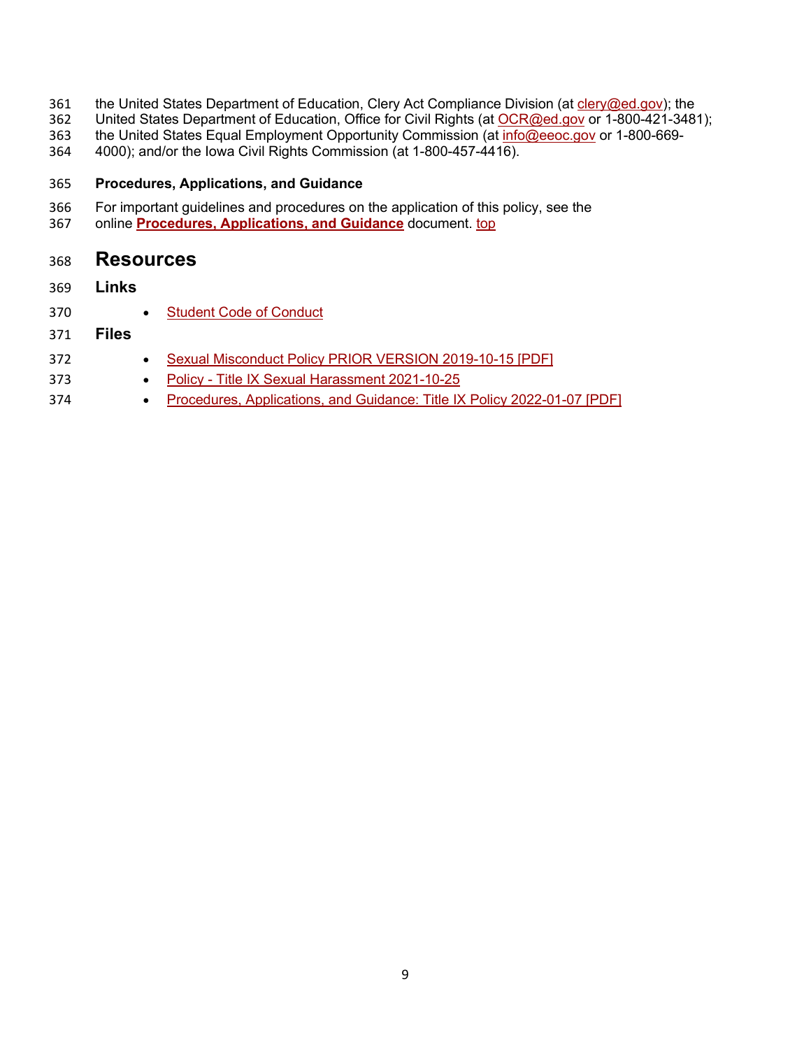the United States Department of Education, Clery Act Compliance Division (at clery@ed.gov); the United States Department of Education, Office for Civil Rights (at OCR@ed.gov or 1-800-421-3481); the United States Equal Employment Opportunity Commission (at info@eeoc.gov or 1-800-669-4000); and/or the Iowa Civil Rights Commission (at 1-800-457-4416).

### Procedures, Applications, and Guidance

For important guidelines and procedures on the application of this policy, see the online **Procedures, Applications, and Guidance** document. top

## Resources

### Links

- Student Code of Conduct

### Files

- Sexual Misconduct Policy PRIOR VERSION 2019-10-15 [PDF]
- Policy - Title IX Sexual Harassment 2021-10-25
- Procedures, Applications, and Guidance: Title IX Policy 2022-01-07 [PDF]